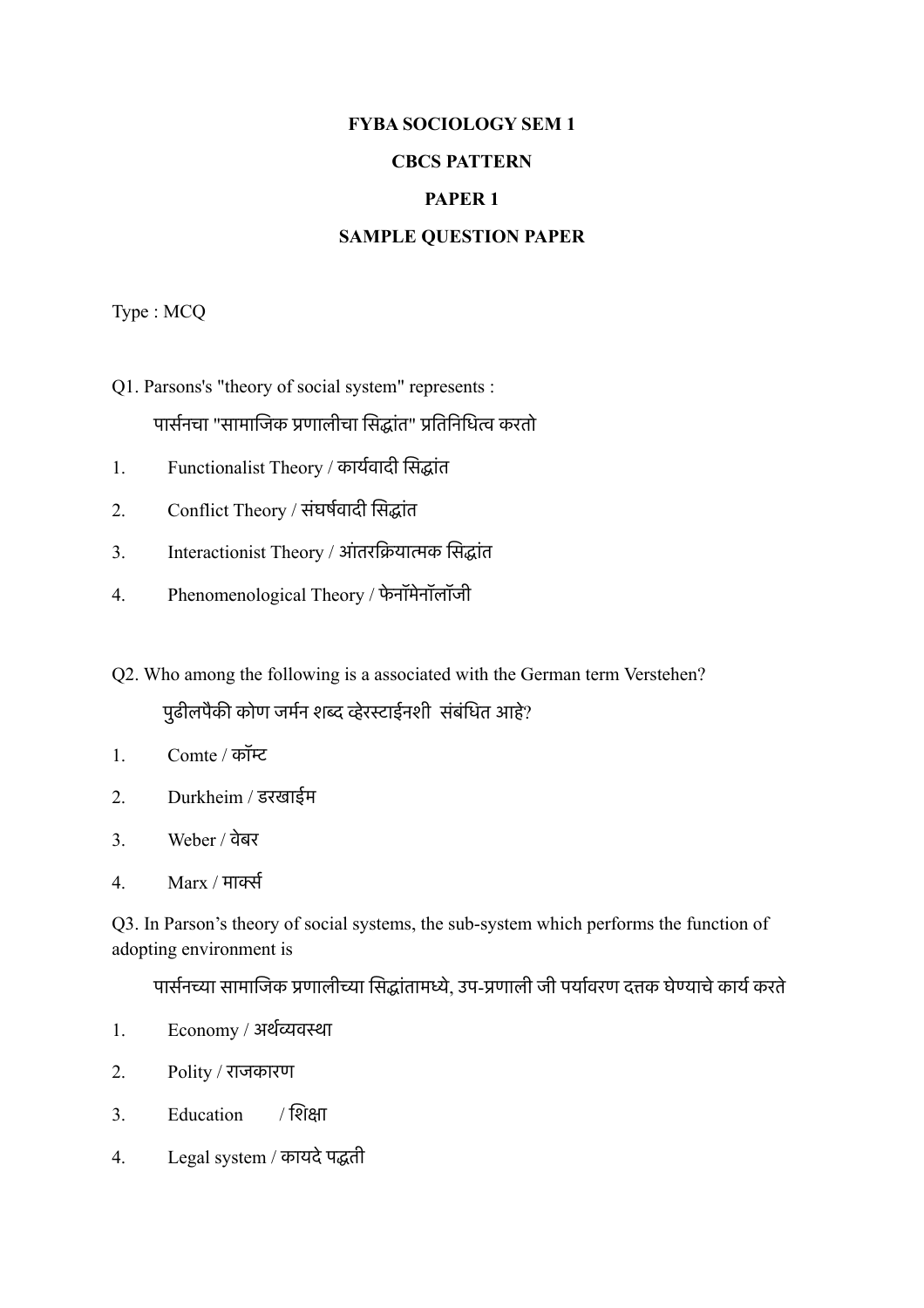**FYBA SOCIOLOGY SEM 1**

**CBCS PATTERN**

**PAPER 1**

**SAMPLE QUESTION PAPER**

Type : MCQ

Q1. Parsons's "theory of social system" represents :

पार्सनचा "सामाजिक प्रणालीचा सिद्धांत" प्रतिनिधित्व करतो

1. Functionalist Theory / कार्यवादी सिद्धांत
2. Conflict Theory / संघर्षवादी सिद्धांत
3. Interactionist Theory / आंतरक्रियात्मक सिद्धांत
4. Phenomenological Theory / फेनॉमेनॉलॉजी

Q2. Who among the following is a associated with the German term Verstehen?

पुढीलपैकी कोण जर्मन शब्द व्हेरस्टाईनशी संबंधित आहे?

1. Comte / कॉम्ट
2. Durkheim / डरखाईम
3. Weber / वेबर
4. Marx / मार्क्स

Q3. In Parson's theory of social systems, the sub-system which performs the function of adopting environment is

पार्सनच्या सामाजिक प्रणालीच्या सिद्धांतामध्ये, उप-प्रणाली जी पर्यावरण दत्तक घेण्याचे कार्य करते

1. Economy / अर्थव्यवस्था
2. Polity / राजकारण
3. Education / शिक्षा
4. Legal system / कायदे पद्धती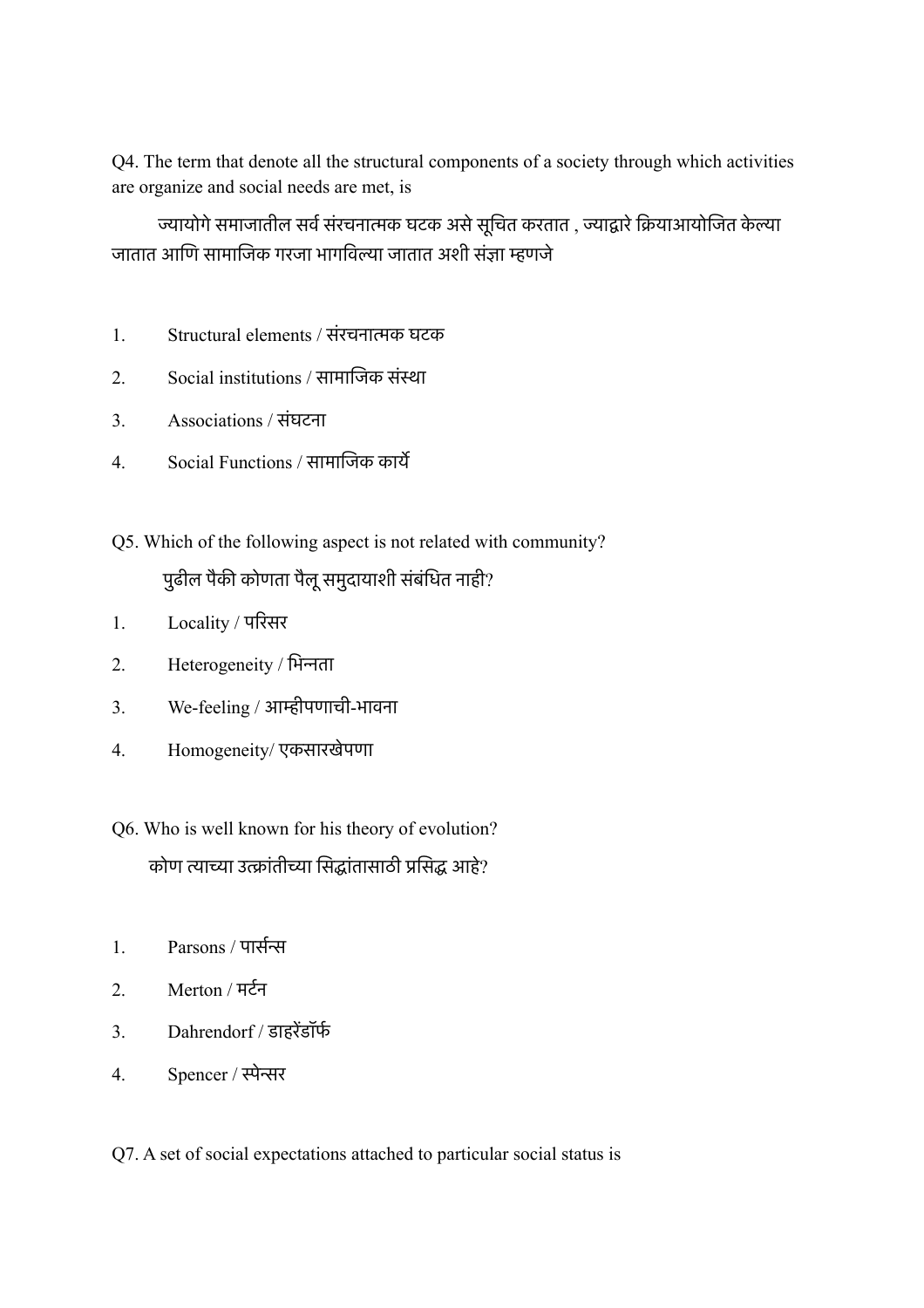Q4. The term that denote all the structural components of a society through which activities are organize and social needs are met, is

ज्यायोगे समाजातील सर्व संरचनात्मक घटक असे सूचित करतात , ज्याद्वारे क्रियाआयोजित केल्या जातात आणि सामाजिक गरजा भागविल्या जातात अशी संज्ञा म्हणजे

1. Structural elements / संरचनात्मक घटक
2. Social institutions / सामाजिक संस्था
3. Associations / संघटना
4. Social Functions / सामाजिक कार्ये

Q5. Which of the following aspect is not related with community?

पुढील पैकी कोणता पैलू समुदायाशी संबंधित नाही?

1. Locality / परिसर
2. Heterogeneity / भिन्नता
3. We-feeling / आम्हीपणाची-भावना
4. Homogeneity/ एकसारखेपणा

Q6. Who is well known for his theory of evolution?

कोण त्याच्या उत्क्रांतीच्या सिद्धांतासाठी प्रसिद्ध आहे?

1. Parsons / पार्सन्स
2. Merton / मर्टन
3. Dahrendorf / डाहरेंडॉर्फ
4. Spencer / स्पेन्सर

Q7. A set of social expectations attached to particular social status is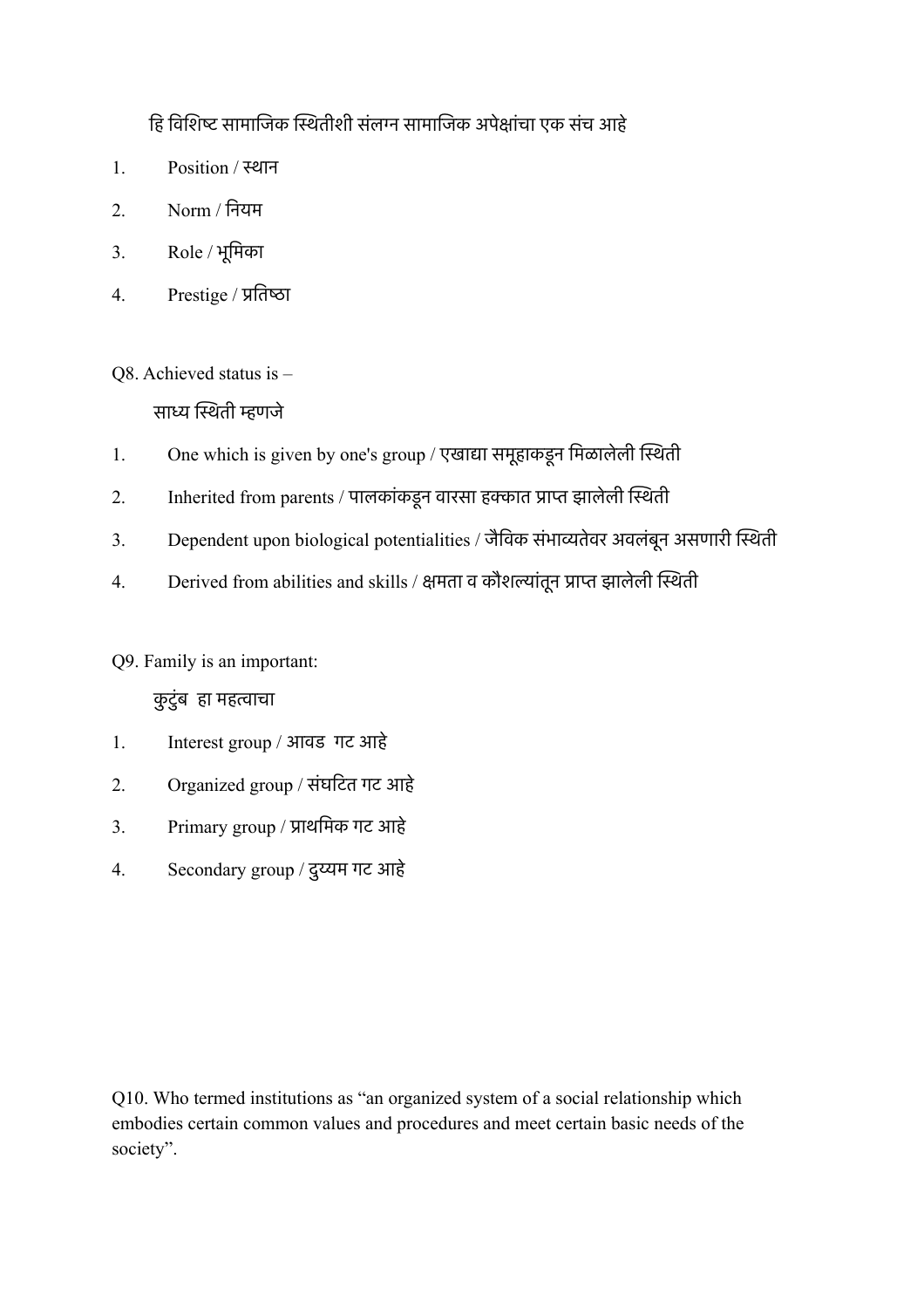हि विशिष्ट सामाजिक स्थितीशी संलग्न सामाजिक अपेक्षांचा एक संच आहे

1. Position / स्थान
2. Norm / नियम
3. Role / भूमिका
4. Prestige / प्रतिष्ठा

Q8. Achieved status is –

साध्य स्थिती म्हणजे

1. One which is given by one's group / एखाद्या समूहाकडून मिळालेली स्थिती
2. Inherited from parents / पालकांकडून वारसा हक्कात प्राप्त झालेली स्थिती
3. Dependent upon biological potentialities / जैविक संभाव्यतेवर अवलंबून असणारी स्थिती
4. Derived from abilities and skills / क्षमता व कौशल्यांतून प्राप्त झालेली स्थिती

Q9. Family is an important:

कुटुंब  हा महत्वाचा

1. Interest group / आवड  गट आहे
2. Organized group / संघटित गट आहे
3. Primary group / प्राथमिक गट आहे
4. Secondary group / दुय्यम गट आहे

Q10. Who termed institutions as "an organized system of a social relationship which embodies certain common values and procedures and meet certain basic needs of the society".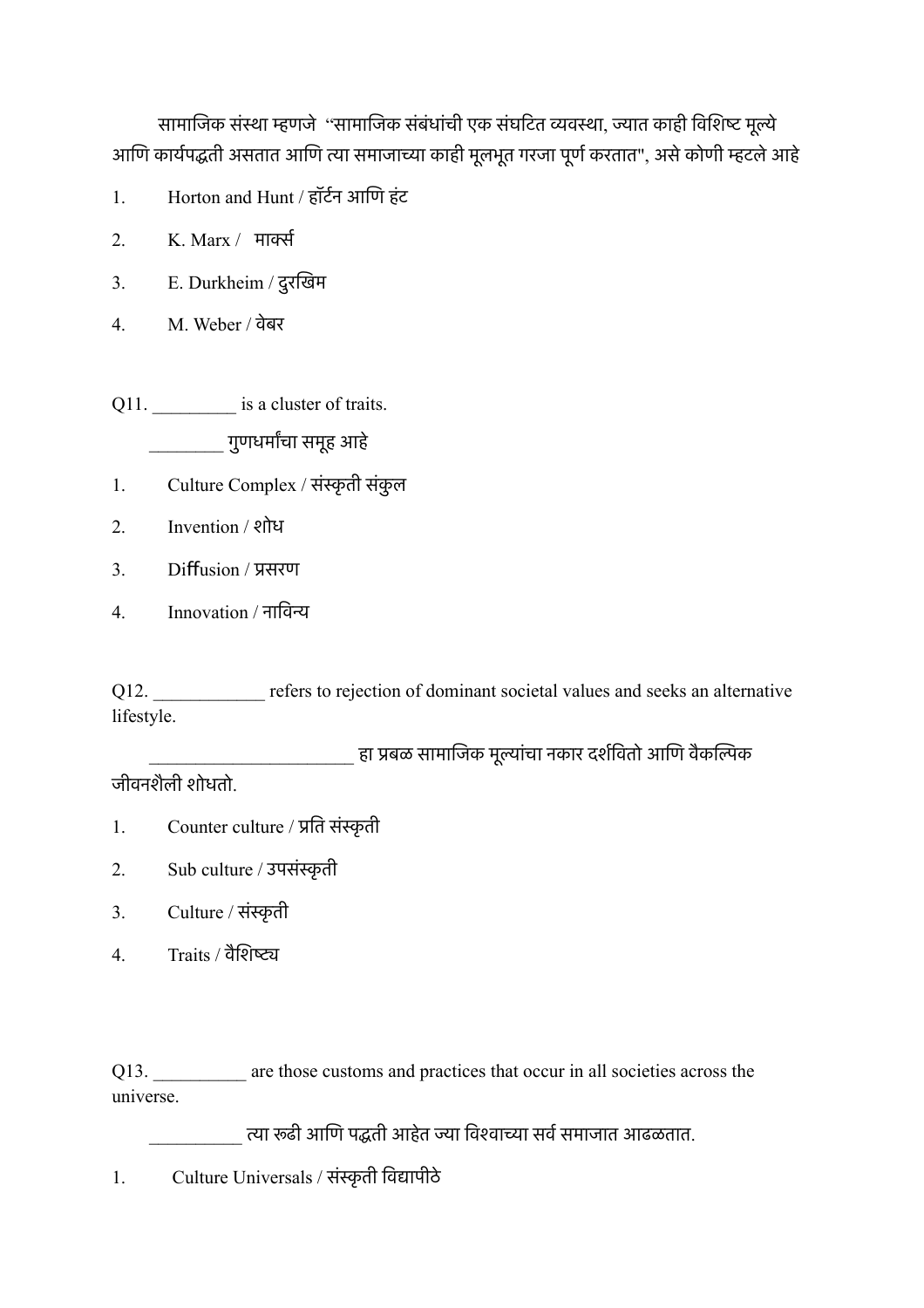सामाजिक संस्था म्हणजे "सामाजिक संबंधांची एक संघटित व्यवस्था, ज्यात काही विशिष्ट मूल्ये आणि कार्यपद्धती असतात आणि त्या समाजाच्या काही मूलभूत गरजा पूर्ण करतात", असे कोणी म्हटले आहे

1. Horton and Hunt / हॉर्टन आणि हंट
2. K. Marx / मार्क्स
3. E. Durkheim / दुरखिम
4. M. Weber / वेबर

Q11. _________ is a cluster of traits.

________ गुणधर्मांचा समूह आहे

1. Culture Complex / संस्कृती संकुल
2. Invention / शोध
3. Diffusion / प्रसरण
4. Innovation / नाविन्य

Q12. ____________ refers to rejection of dominant societal values and seeks an alternative lifestyle.

______________________ हा प्रबळ सामाजिक मूल्यांचा नकार दर्शवितो आणि वैकल्पिक जीवनशैली शोधतो.

1. Counter culture / प्रति संस्कृती
2. Sub culture / उपसंस्कृती
3. Culture / संस्कृती
4. Traits / वैशिष्ट्य

Q13. __________ are those customs and practices that occur in all societies across the universe.

__________ त्या रूढी आणि पद्धती आहेत ज्या विश्वाच्या सर्व समाजात आढळतात.

1. Culture Universals / संस्कृती विद्यापीठे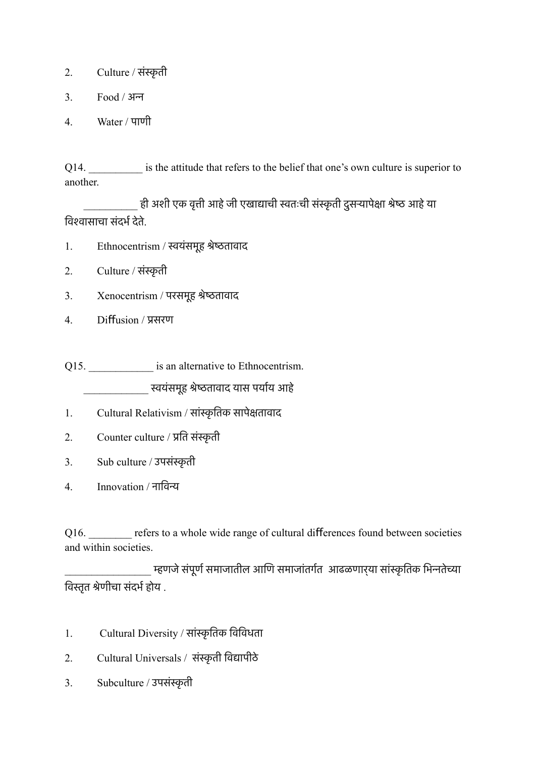2. Culture / संस्कृती

3. Food / अन्न

4. Water / पाणी

Q14. __________ is the attitude that refers to the belief that one's own culture is superior to another.

__________ ही अशी एक वृत्ती आहे जी एखाद्याची स्वतःची संस्कृती दुसऱ्यापेक्षा श्रेष्ठ आहे या विश्वासाचा संदर्भ देते.

1. Ethnocentrism / स्वयंसमूह श्रेष्ठतावाद

2. Culture / संस्कृती

3. Xenocentrism / परसमूह श्रेष्ठतावाद

4. Diffusion / प्रसरण

Q15. ____________ is an alternative to Ethnocentrism.

____________ स्वयंसमूह श्रेष्ठतावाद यास पर्याय आहे

1. Cultural Relativism / सांस्कृतिक सापेक्षतावाद

2. Counter culture / प्रति संस्कृती

3. Sub culture / उपसंस्कृती

4. Innovation / नाविन्य

Q16. ________ refers to a whole wide range of cultural differences found between societies and within societies.

________________ म्हणजे संपूर्ण समाजातील आणि समाजांतर्गत आढळणाऱ्या सांस्कृतिक भिन्नतेच्या विस्तृत श्रेणीचा संदर्भ होय .

1. Cultural Diversity / सांस्कृतिक विविधता

2. Cultural Universals / संस्कृती विद्यापीठे

3. Subculture / उपसंस्कृती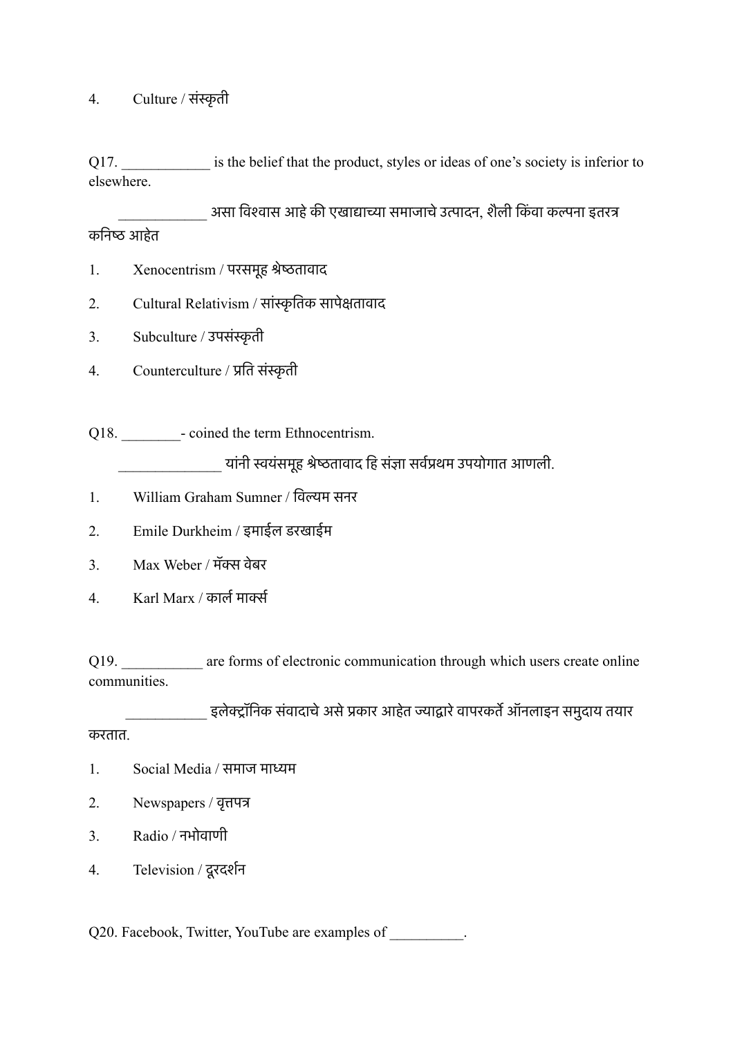4. Culture / संस्कृती

Q17. ____________ is the belief that the product, styles or ideas of one's society is inferior to elsewhere.

____________ असा विश्वास आहे की एखाद्याच्या समाजाचे उत्पादन, शैली किंवा कल्पना इतरत्र कनिष्ठ आहेत

1. Xenocentrism / परसमूह श्रेष्ठतावाद
2. Cultural Relativism / सांस्कृतिक सापेक्षतावाद
3. Subculture / उपसंस्कृती
4. Counterculture / प्रति संस्कृती

Q18. ________- coined the term Ethnocentrism.

______________ यांनी स्वयंसमूह श्रेष्ठतावाद हि संज्ञा सर्वप्रथम उपयोगात आणली.

1. William Graham Sumner / विल्यम सनर
2. Emile Durkheim / इमाईल डरखाईम
3. Max Weber / मॅक्स वेबर
4. Karl Marx / कार्ल मार्क्स

Q19. ___________ are forms of electronic communication through which users create online communities.

___________ इलेक्ट्रॉनिक संवादाचे असे प्रकार आहेत ज्याद्वारे वापरकर्ते ऑनलाइन समुदाय तयार करतात.

1. Social Media / समाज माध्यम
2. Newspapers / वृत्तपत्र
3. Radio / नभोवाणी
4. Television / दूरदर्शन

Q20. Facebook, Twitter, YouTube are examples of __________.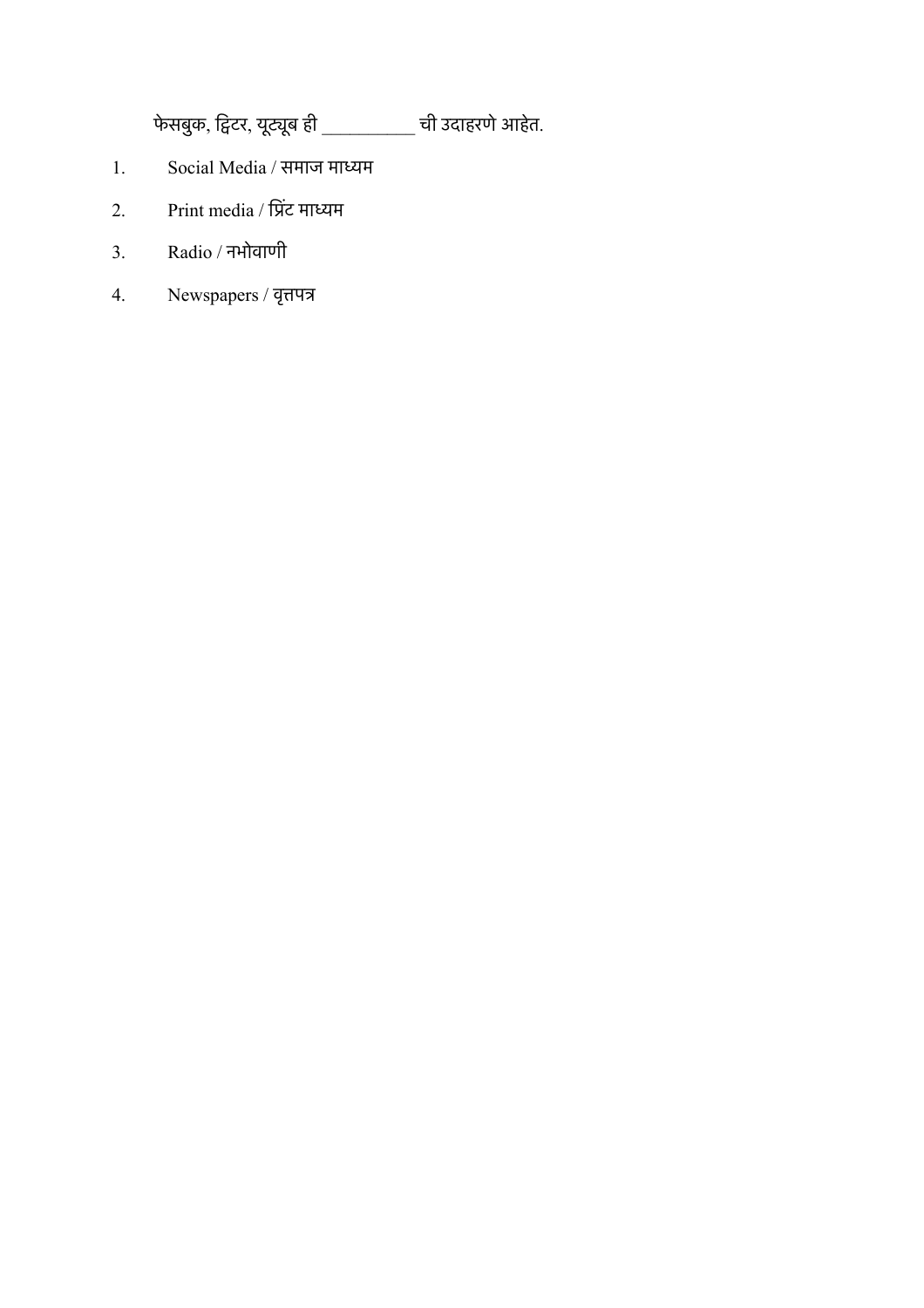फेसबुक, ट्विटर, यूट्यूब ही __________ ची उदाहरणे आहेत.

1. Social Media / समाज माध्यम
2. Print media / प्रिंट माध्यम
3. Radio / नभोवाणी
4. Newspapers / वृत्तपत्र